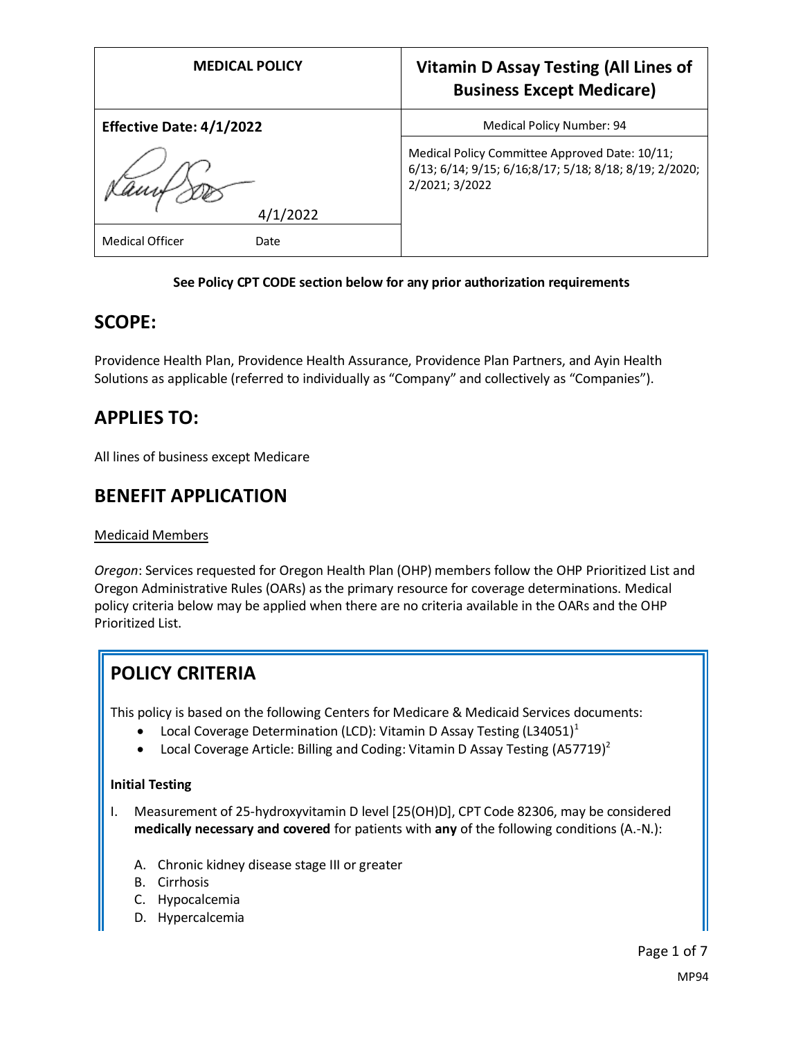| MEDICAL POLICY | Vitamin D Assay Testing (All Lines of Business Except Medicare) |
|---|---|
| **Effective Date: 4/1/2022** | Medical Policy Number: 94 |
| 4/1/2022 | Medical Policy Committee Approved Date: 10/11; 6/13; 6/14; 9/15; 6/16;8/17; 5/18; 8/18; 8/19; 2/2020; 2/2021; 3/2022 |
| Medical Officer Date | |

**See Policy CPT CODE section below for any prior authorization requirements**

## SCOPE:

Providence Health Plan, Providence Health Assurance, Providence Plan Partners, and Ayin Health Solutions as applicable (referred to individually as "Company" and collectively as "Companies").

## APPLIES TO:

All lines of business except Medicare

## BENEFIT APPLICATION

Medicaid Members

*Oregon*: Services requested for Oregon Health Plan (OHP) members follow the OHP Prioritized List and Oregon Administrative Rules (OARs) as the primary resource for coverage determinations. Medical policy criteria below may be applied when there are no criteria available in the OARs and the OHP Prioritized List.

## POLICY CRITERIA

This policy is based on the following Centers for Medicare & Medicaid Services documents:

- Local Coverage Determination (LCD): Vitamin D Assay Testing (L34051)[1]
- Local Coverage Article: Billing and Coding: Vitamin D Assay Testing (A57719)[2]

**Initial Testing**

I. Measurement of 25-hydroxyvitamin D level [25(OH)D], CPT Code 82306, may be considered **medically necessary and covered** for patients with **any** of the following conditions (A.-N.):

   A. Chronic kidney disease stage III or greater
   B. Cirrhosis
   C. Hypocalcemia
   D. Hypercalcemia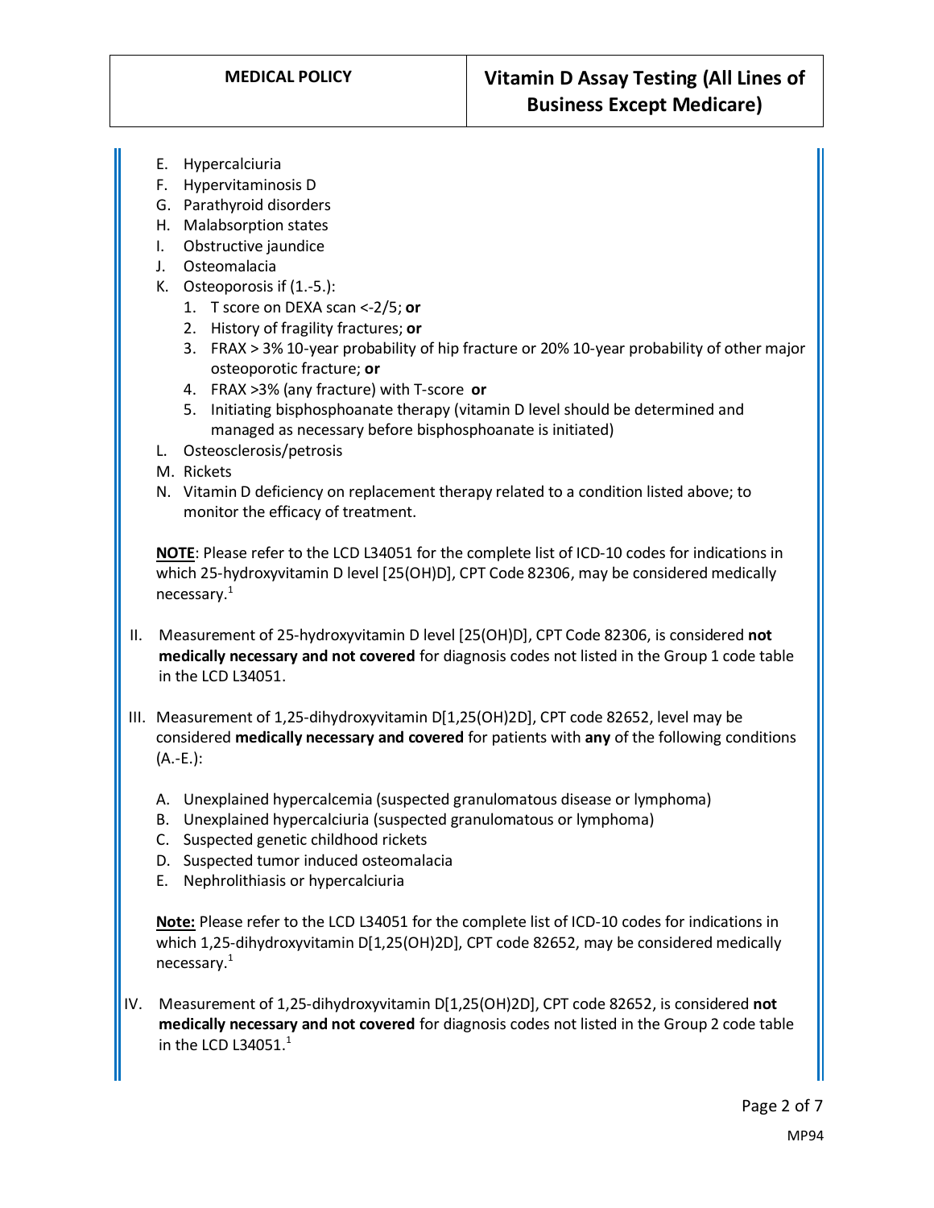E. Hypercalciuria
F. Hypervitaminosis D
G. Parathyroid disorders
H. Malabsorption states
I. Obstructive jaundice
J. Osteomalacia
K. Osteoporosis if (1.-5.):
   1. T score on DEXA scan <-2/5; **or**
   2. History of fragility fractures; **or**
   3. FRAX > 3% 10-year probability of hip fracture or 20% 10-year probability of other major osteoporotic fracture; **or**
   4. FRAX >3% (any fracture) with T-score **or**
   5. Initiating bisphosphoanate therapy (vitamin D level should be determined and managed as necessary before bisphosphoanate is initiated)
L. Osteosclerosis/petrosis
M. Rickets
N. Vitamin D deficiency on replacement therapy related to a condition listed above; to monitor the efficacy of treatment.

<u>**NOTE**</u>: Please refer to the LCD L34051 for the complete list of ICD-10 codes for indications in which 25-hydroxyvitamin D level [25(OH)D], CPT Code 82306, may be considered medically necessary.[1]

II. Measurement of 25-hydroxyvitamin D level [25(OH)D], CPT Code 82306, is considered **not medically necessary and not covered** for diagnosis codes not listed in the Group 1 code table in the LCD L34051.

III. Measurement of 1,25-dihydroxyvitamin D[1,25(OH)2D], CPT code 82652, level may be considered **medically necessary and covered** for patients with **any** of the following conditions (A.-E.):

   A. Unexplained hypercalcemia (suspected granulomatous disease or lymphoma)
   B. Unexplained hypercalciuria (suspected granulomatous or lymphoma)
   C. Suspected genetic childhood rickets
   D. Suspected tumor induced osteomalacia
   E. Nephrolithiasis or hypercalciuria

<u>**Note:**</u> Please refer to the LCD L34051 for the complete list of ICD-10 codes for indications in which 1,25-dihydroxyvitamin D[1,25(OH)2D], CPT code 82652, may be considered medically necessary.[1]

IV. Measurement of 1,25-dihydroxyvitamin D[1,25(OH)2D], CPT code 82652, is considered **not medically necessary and not covered** for diagnosis codes not listed in the Group 2 code table in the LCD L34051.[1]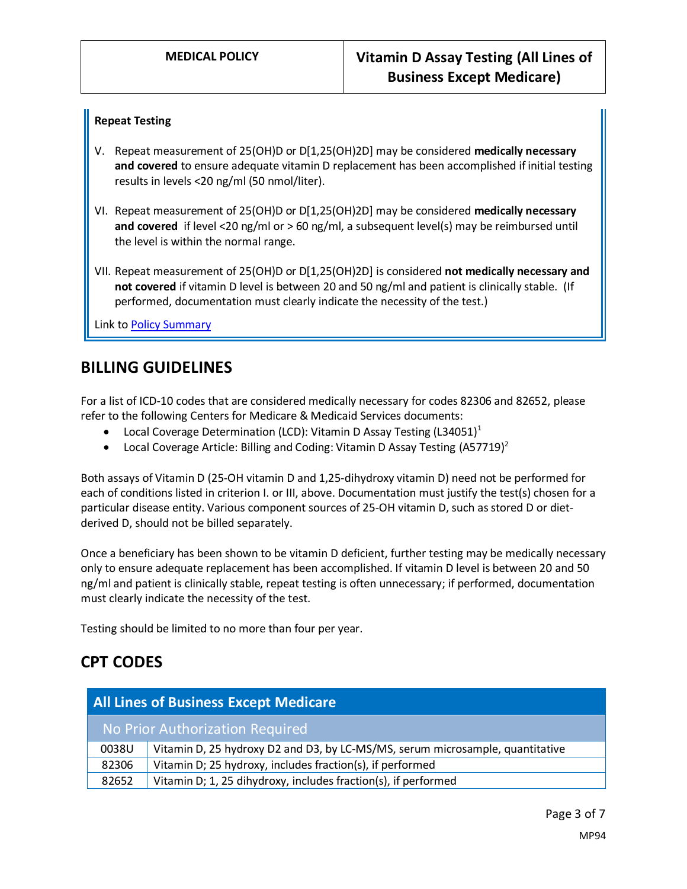**Repeat Testing**

V. Repeat measurement of 25(OH)D or D[1,25(OH)2D] may be considered **medically necessary and covered** to ensure adequate vitamin D replacement has been accomplished if initial testing results in levels <20 ng/ml (50 nmol/liter).

VI. Repeat measurement of 25(OH)D or D[1,25(OH)2D] may be considered **medically necessary and covered** if level <20 ng/ml or > 60 ng/ml, a subsequent level(s) may be reimbursed until the level is within the normal range.

VII. Repeat measurement of 25(OH)D or D[1,25(OH)2D] is considered **not medically necessary and not covered** if vitamin D level is between 20 and 50 ng/ml and patient is clinically stable. (If performed, documentation must clearly indicate the necessity of the test.)

Link to Policy Summary

## BILLING GUIDELINES

For a list of ICD-10 codes that are considered medically necessary for codes 82306 and 82652, please refer to the following Centers for Medicare & Medicaid Services documents:

- Local Coverage Determination (LCD): Vitamin D Assay Testing (L34051)[1]
- Local Coverage Article: Billing and Coding: Vitamin D Assay Testing (A57719)[2]

Both assays of Vitamin D (25-OH vitamin D and 1,25-dihydroxy vitamin D) need not be performed for each of conditions listed in criterion I. or III, above. Documentation must justify the test(s) chosen for a particular disease entity. Various component sources of 25-OH vitamin D, such as stored D or diet-derived D, should not be billed separately.

Once a beneficiary has been shown to be vitamin D deficient, further testing may be medically necessary only to ensure adequate replacement has been accomplished. If vitamin D level is between 20 and 50 ng/ml and patient is clinically stable, repeat testing is often unnecessary; if performed, documentation must clearly indicate the necessity of the test.

Testing should be limited to no more than four per year.

## CPT CODES

| All Lines of Business Except Medicare | |
|---|---|
| No Prior Authorization Required | |
| 0038U | Vitamin D, 25 hydroxy D2 and D3, by LC-MS/MS, serum microsample, quantitative |
| 82306 | Vitamin D; 25 hydroxy, includes fraction(s), if performed |
| 82652 | Vitamin D; 1, 25 dihydroxy, includes fraction(s), if performed |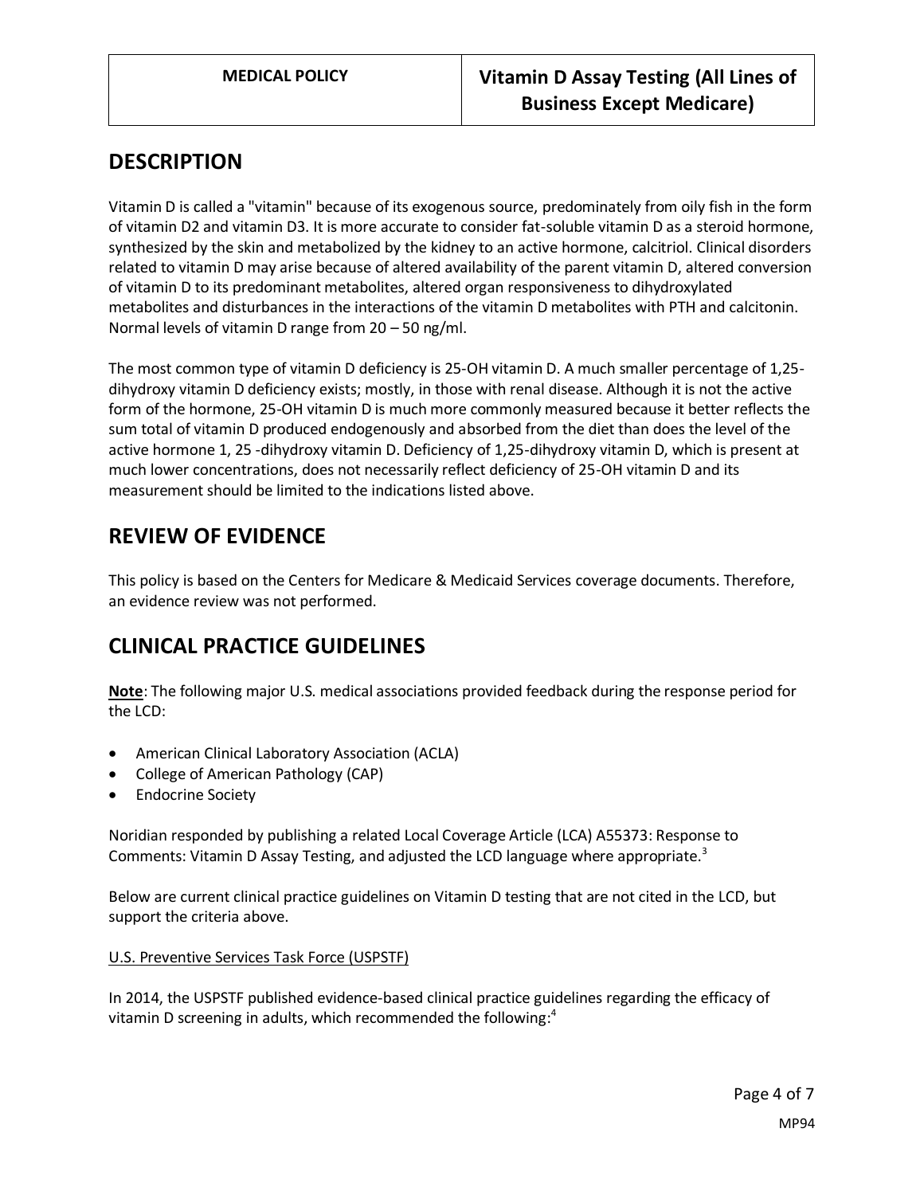## DESCRIPTION

Vitamin D is called a "vitamin" because of its exogenous source, predominately from oily fish in the form of vitamin D2 and vitamin D3. It is more accurate to consider fat-soluble vitamin D as a steroid hormone, synthesized by the skin and metabolized by the kidney to an active hormone, calcitriol. Clinical disorders related to vitamin D may arise because of altered availability of the parent vitamin D, altered conversion of vitamin D to its predominant metabolites, altered organ responsiveness to dihydroxylated metabolites and disturbances in the interactions of the vitamin D metabolites with PTH and calcitonin. Normal levels of vitamin D range from 20 – 50 ng/ml.

The most common type of vitamin D deficiency is 25-OH vitamin D. A much smaller percentage of 1,25-dihydroxy vitamin D deficiency exists; mostly, in those with renal disease. Although it is not the active form of the hormone, 25-OH vitamin D is much more commonly measured because it better reflects the sum total of vitamin D produced endogenously and absorbed from the diet than does the level of the active hormone 1, 25 -dihydroxy vitamin D. Deficiency of 1,25-dihydroxy vitamin D, which is present at much lower concentrations, does not necessarily reflect deficiency of 25-OH vitamin D and its measurement should be limited to the indications listed above.

## REVIEW OF EVIDENCE

This policy is based on the Centers for Medicare & Medicaid Services coverage documents. Therefore, an evidence review was not performed.

## CLINICAL PRACTICE GUIDELINES

**Note**: The following major U.S. medical associations provided feedback during the response period for the LCD:

- American Clinical Laboratory Association (ACLA)
- College of American Pathology (CAP)
- Endocrine Society

Noridian responded by publishing a related Local Coverage Article (LCA) A55373: Response to Comments: Vitamin D Assay Testing, and adjusted the LCD language where appropriate.[3]

Below are current clinical practice guidelines on Vitamin D testing that are not cited in the LCD, but support the criteria above.

U.S. Preventive Services Task Force (USPSTF)

In 2014, the USPSTF published evidence-based clinical practice guidelines regarding the efficacy of vitamin D screening in adults, which recommended the following:[4]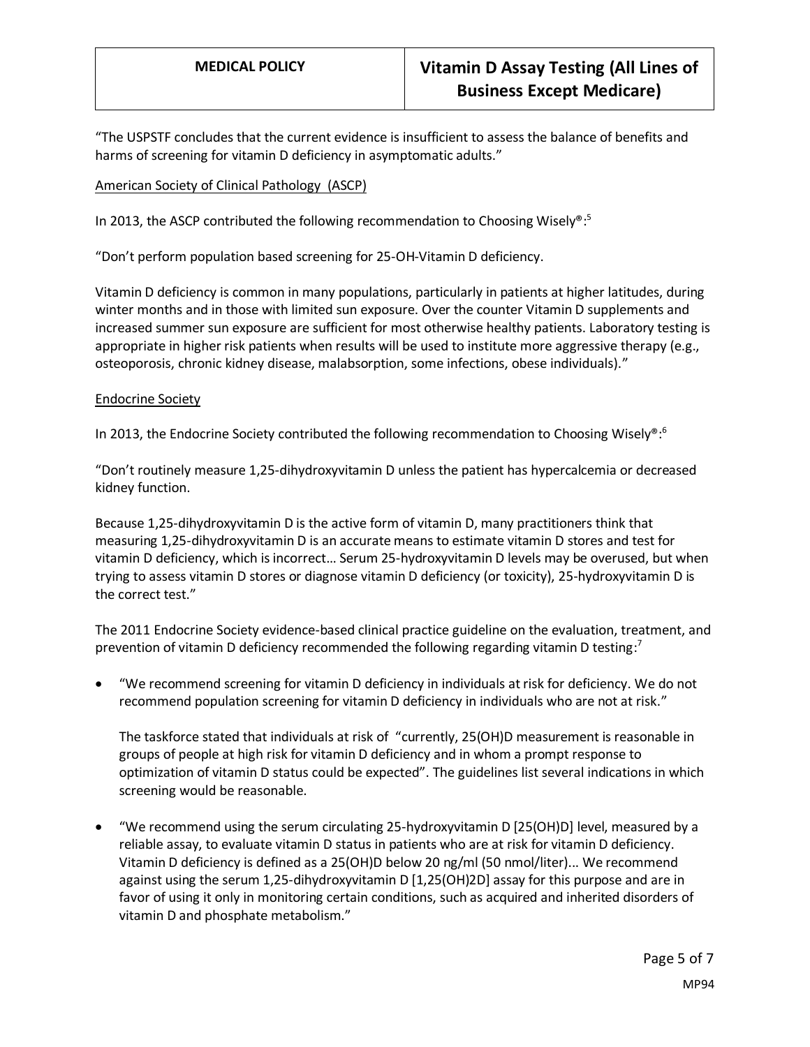"The USPSTF concludes that the current evidence is insufficient to assess the balance of benefits and harms of screening for vitamin D deficiency in asymptomatic adults."

American Society of Clinical Pathology (ASCP)

In 2013, the ASCP contributed the following recommendation to Choosing Wisely®:[5]

"Don't perform population based screening for 25-OH-Vitamin D deficiency.

Vitamin D deficiency is common in many populations, particularly in patients at higher latitudes, during winter months and in those with limited sun exposure. Over the counter Vitamin D supplements and increased summer sun exposure are sufficient for most otherwise healthy patients. Laboratory testing is appropriate in higher risk patients when results will be used to institute more aggressive therapy (e.g., osteoporosis, chronic kidney disease, malabsorption, some infections, obese individuals)."

Endocrine Society

In 2013, the Endocrine Society contributed the following recommendation to Choosing Wisely®:[6]

"Don't routinely measure 1,25-dihydroxyvitamin D unless the patient has hypercalcemia or decreased kidney function.

Because 1,25-dihydroxyvitamin D is the active form of vitamin D, many practitioners think that measuring 1,25-dihydroxyvitamin D is an accurate means to estimate vitamin D stores and test for vitamin D deficiency, which is incorrect… Serum 25-hydroxyvitamin D levels may be overused, but when trying to assess vitamin D stores or diagnose vitamin D deficiency (or toxicity), 25-hydroxyvitamin D is the correct test."

The 2011 Endocrine Society evidence-based clinical practice guideline on the evaluation, treatment, and prevention of vitamin D deficiency recommended the following regarding vitamin D testing:[7]

- "We recommend screening for vitamin D deficiency in individuals at risk for deficiency. We do not recommend population screening for vitamin D deficiency in individuals who are not at risk."

  The taskforce stated that individuals at risk of "currently, 25(OH)D measurement is reasonable in groups of people at high risk for vitamin D deficiency and in whom a prompt response to optimization of vitamin D status could be expected". The guidelines list several indications in which screening would be reasonable.

- "We recommend using the serum circulating 25-hydroxyvitamin D [25(OH)D] level, measured by a reliable assay, to evaluate vitamin D status in patients who are at risk for vitamin D deficiency. Vitamin D deficiency is defined as a 25(OH)D below 20 ng/ml (50 nmol/liter)... We recommend against using the serum 1,25-dihydroxyvitamin D [1,25(OH)2D] assay for this purpose and are in favor of using it only in monitoring certain conditions, such as acquired and inherited disorders of vitamin D and phosphate metabolism."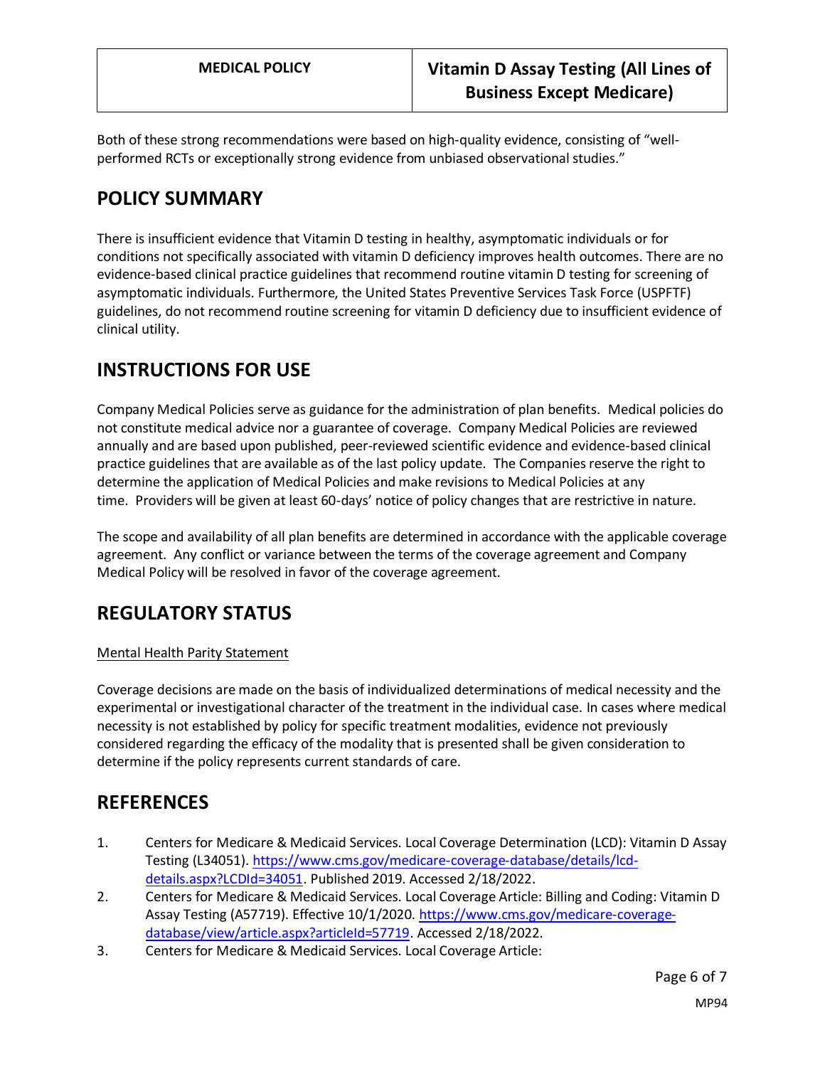Both of these strong recommendations were based on high-quality evidence, consisting of "well-performed RCTs or exceptionally strong evidence from unbiased observational studies."

## POLICY SUMMARY

There is insufficient evidence that Vitamin D testing in healthy, asymptomatic individuals or for conditions not specifically associated with vitamin D deficiency improves health outcomes. There are no evidence-based clinical practice guidelines that recommend routine vitamin D testing for screening of asymptomatic individuals. Furthermore, the United States Preventive Services Task Force (USPFTF) guidelines, do not recommend routine screening for vitamin D deficiency due to insufficient evidence of clinical utility.

## INSTRUCTIONS FOR USE

Company Medical Policies serve as guidance for the administration of plan benefits. Medical policies do not constitute medical advice nor a guarantee of coverage. Company Medical Policies are reviewed annually and are based upon published, peer-reviewed scientific evidence and evidence-based clinical practice guidelines that are available as of the last policy update. The Companies reserve the right to determine the application of Medical Policies and make revisions to Medical Policies at any time. Providers will be given at least 60-days' notice of policy changes that are restrictive in nature.

The scope and availability of all plan benefits are determined in accordance with the applicable coverage agreement. Any conflict or variance between the terms of the coverage agreement and Company Medical Policy will be resolved in favor of the coverage agreement.

## REGULATORY STATUS

Mental Health Parity Statement

Coverage decisions are made on the basis of individualized determinations of medical necessity and the experimental or investigational character of the treatment in the individual case. In cases where medical necessity is not established by policy for specific treatment modalities, evidence not previously considered regarding the efficacy of the modality that is presented shall be given consideration to determine if the policy represents current standards of care.

## REFERENCES

1. Centers for Medicare & Medicaid Services. Local Coverage Determination (LCD): Vitamin D Assay Testing (L34051). https://www.cms.gov/medicare-coverage-database/details/lcd-details.aspx?LCDId=34051. Published 2019. Accessed 2/18/2022.
2. Centers for Medicare & Medicaid Services. Local Coverage Article: Billing and Coding: Vitamin D Assay Testing (A57719). Effective 10/1/2020. https://www.cms.gov/medicare-coverage-database/view/article.aspx?articleId=57719. Accessed 2/18/2022.
3. Centers for Medicare & Medicaid Services. Local Coverage Article: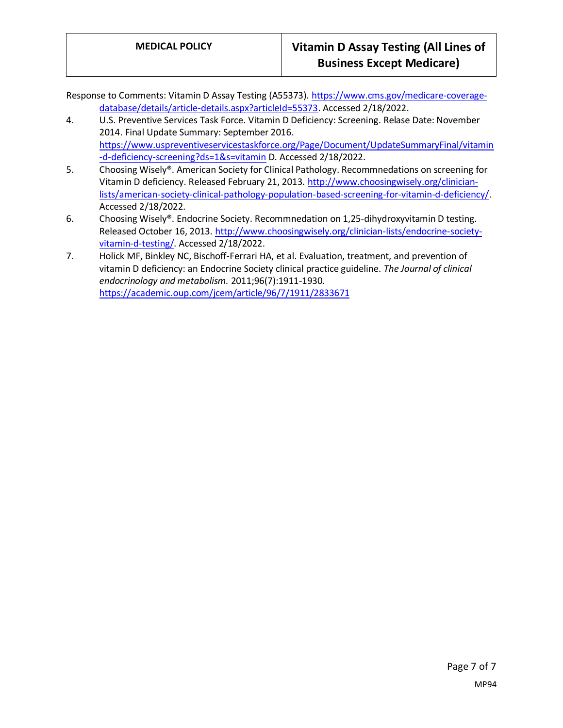Response to Comments: Vitamin D Assay Testing (A55373). https://www.cms.gov/medicare-coverage-database/details/article-details.aspx?articleId=55373. Accessed 2/18/2022.

4. U.S. Preventive Services Task Force. Vitamin D Deficiency: Screening. Relase Date: November 2014. Final Update Summary: September 2016. https://www.uspreventiveservicestaskforce.org/Page/Document/UpdateSummaryFinal/vitamin-d-deficiency-screening?ds=1&s=vitamin D. Accessed 2/18/2022.
5. Choosing Wisely®. American Society for Clinical Pathology. Recommnedations on screening for Vitamin D deficiency. Released February 21, 2013. http://www.choosingwisely.org/clinician-lists/american-society-clinical-pathology-population-based-screening-for-vitamin-d-deficiency/. Accessed 2/18/2022.
6. Choosing Wisely®. Endocrine Society. Recommnedation on 1,25-dihydroxyvitamin D testing. Released October 16, 2013. http://www.choosingwisely.org/clinician-lists/endocrine-society-vitamin-d-testing/. Accessed 2/18/2022.
7. Holick MF, Binkley NC, Bischoff-Ferrari HA, et al. Evaluation, treatment, and prevention of vitamin D deficiency: an Endocrine Society clinical practice guideline. *The Journal of clinical endocrinology and metabolism.* 2011;96(7):1911-1930. https://academic.oup.com/jcem/article/96/7/1911/2833671